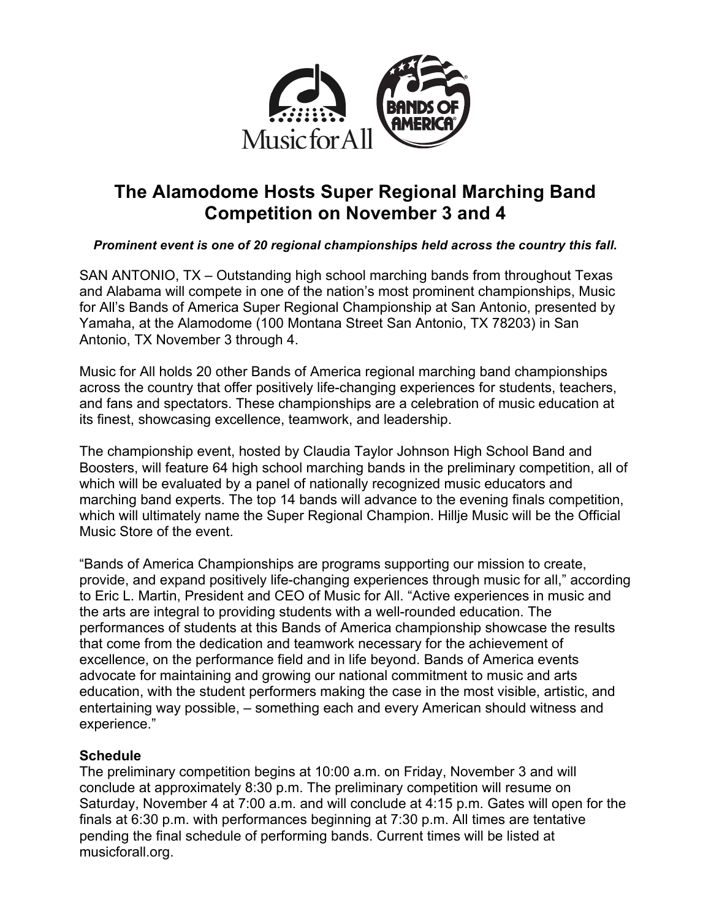# The Alamodome Hosts Super Regional Marching Band Competition on November 3 and 4

***Prominent event is one of 20 regional championships held across the country this fall.***

SAN ANTONIO, TX – Outstanding high school marching bands from throughout Texas and Alabama will compete in one of the nation's most prominent championships, Music for All's Bands of America Super Regional Championship at San Antonio, presented by Yamaha, at the Alamodome (100 Montana Street San Antonio, TX 78203) in San Antonio, TX November 3 through 4.

Music for All holds 20 other Bands of America regional marching band championships across the country that offer positively life-changing experiences for students, teachers, and fans and spectators. These championships are a celebration of music education at its finest, showcasing excellence, teamwork, and leadership.

The championship event, hosted by Claudia Taylor Johnson High School Band and Boosters, will feature 64 high school marching bands in the preliminary competition, all of which will be evaluated by a panel of nationally recognized music educators and marching band experts. The top 14 bands will advance to the evening finals competition, which will ultimately name the Super Regional Champion. Hillje Music will be the Official Music Store of the event.

"Bands of America Championships are programs supporting our mission to create, provide, and expand positively life-changing experiences through music for all," according to Eric L. Martin, President and CEO of Music for All. "Active experiences in music and the arts are integral to providing students with a well-rounded education. The performances of students at this Bands of America championship showcase the results that come from the dedication and teamwork necessary for the achievement of excellence, on the performance field and in life beyond. Bands of America events advocate for maintaining and growing our national commitment to music and arts education, with the student performers making the case in the most visible, artistic, and entertaining way possible, – something each and every American should witness and experience."

**Schedule**

The preliminary competition begins at 10:00 a.m. on Friday, November 3 and will conclude at approximately 8:30 p.m. The preliminary competition will resume on Saturday, November 4 at 7:00 a.m. and will conclude at 4:15 p.m. Gates will open for the finals at 6:30 p.m. with performances beginning at 7:30 p.m. All times are tentative pending the final schedule of performing bands. Current times will be listed at musicforall.org.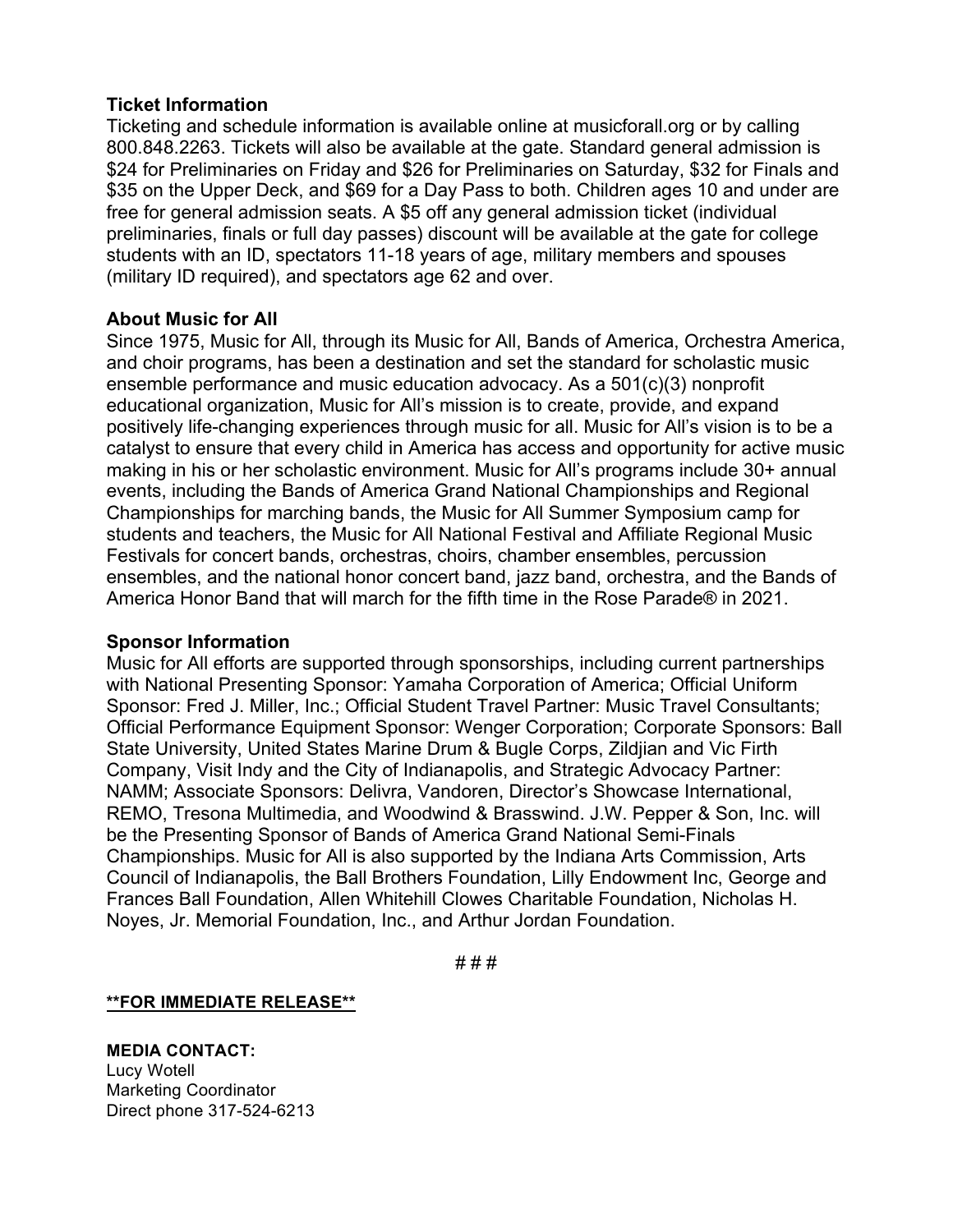**Ticket Information**

Ticketing and schedule information is available online at musicforall.org or by calling 800.848.2263. Tickets will also be available at the gate. Standard general admission is $24 for Preliminaries on Friday and $26 for Preliminaries on Saturday, $32 for Finals and $35 on the Upper Deck, and $69 for a Day Pass to both. Children ages 10 and under are free for general admission seats. A $5 off any general admission ticket (individual preliminaries, finals or full day passes) discount will be available at the gate for college students with an ID, spectators 11-18 years of age, military members and spouses (military ID required), and spectators age 62 and over.

**About Music for All**

Since 1975, Music for All, through its Music for All, Bands of America, Orchestra America, and choir programs, has been a destination and set the standard for scholastic music ensemble performance and music education advocacy. As a 501(c)(3) nonprofit educational organization, Music for All's mission is to create, provide, and expand positively life-changing experiences through music for all. Music for All's vision is to be a catalyst to ensure that every child in America has access and opportunity for active music making in his or her scholastic environment. Music for All's programs include 30+ annual events, including the Bands of America Grand National Championships and Regional Championships for marching bands, the Music for All Summer Symposium camp for students and teachers, the Music for All National Festival and Affiliate Regional Music Festivals for concert bands, orchestras, choirs, chamber ensembles, percussion ensembles, and the national honor concert band, jazz band, orchestra, and the Bands of America Honor Band that will march for the fifth time in the Rose Parade® in 2021.

**Sponsor Information**

Music for All efforts are supported through sponsorships, including current partnerships with National Presenting Sponsor: Yamaha Corporation of America; Official Uniform Sponsor: Fred J. Miller, Inc.; Official Student Travel Partner: Music Travel Consultants; Official Performance Equipment Sponsor: Wenger Corporation; Corporate Sponsors: Ball State University, United States Marine Drum & Bugle Corps, Zildjian and Vic Firth Company, Visit Indy and the City of Indianapolis, and Strategic Advocacy Partner: NAMM; Associate Sponsors: Delivra, Vandoren, Director's Showcase International, REMO, Tresona Multimedia, and Woodwind & Brasswind. J.W. Pepper & Son, Inc. will be the Presenting Sponsor of Bands of America Grand National Semi-Finals Championships. Music for All is also supported by the Indiana Arts Commission, Arts Council of Indianapolis, the Ball Brothers Foundation, Lilly Endowment Inc, George and Frances Ball Foundation, Allen Whitehill Clowes Charitable Foundation, Nicholas H. Noyes, Jr. Memorial Foundation, Inc., and Arthur Jordan Foundation.

# # #

**\*\*FOR IMMEDIATE RELEASE\*\***

**MEDIA CONTACT:**
Lucy Wotell
Marketing Coordinator
Direct phone 317-524-6213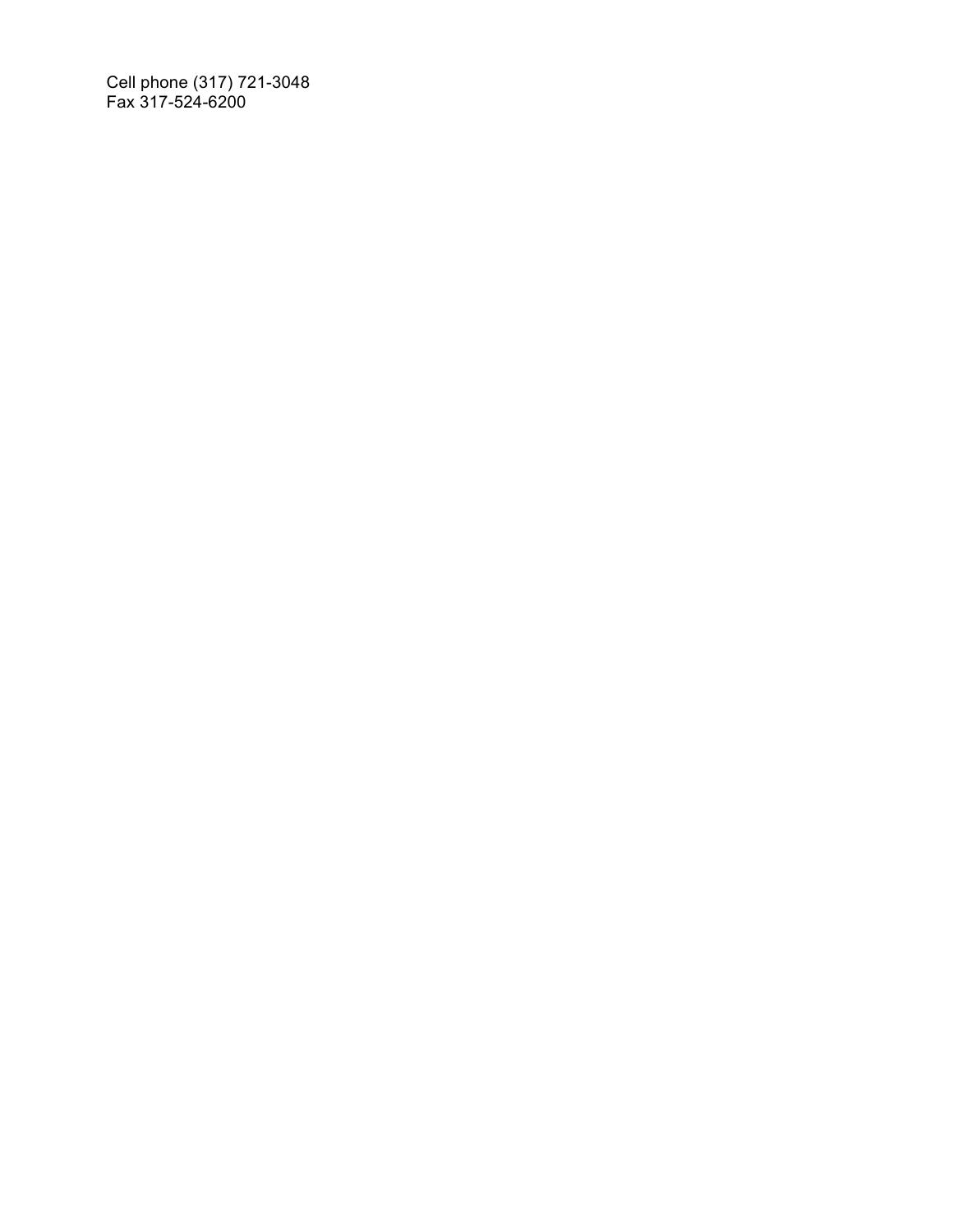Cell phone (317) 721-3048
Fax 317-524-6200